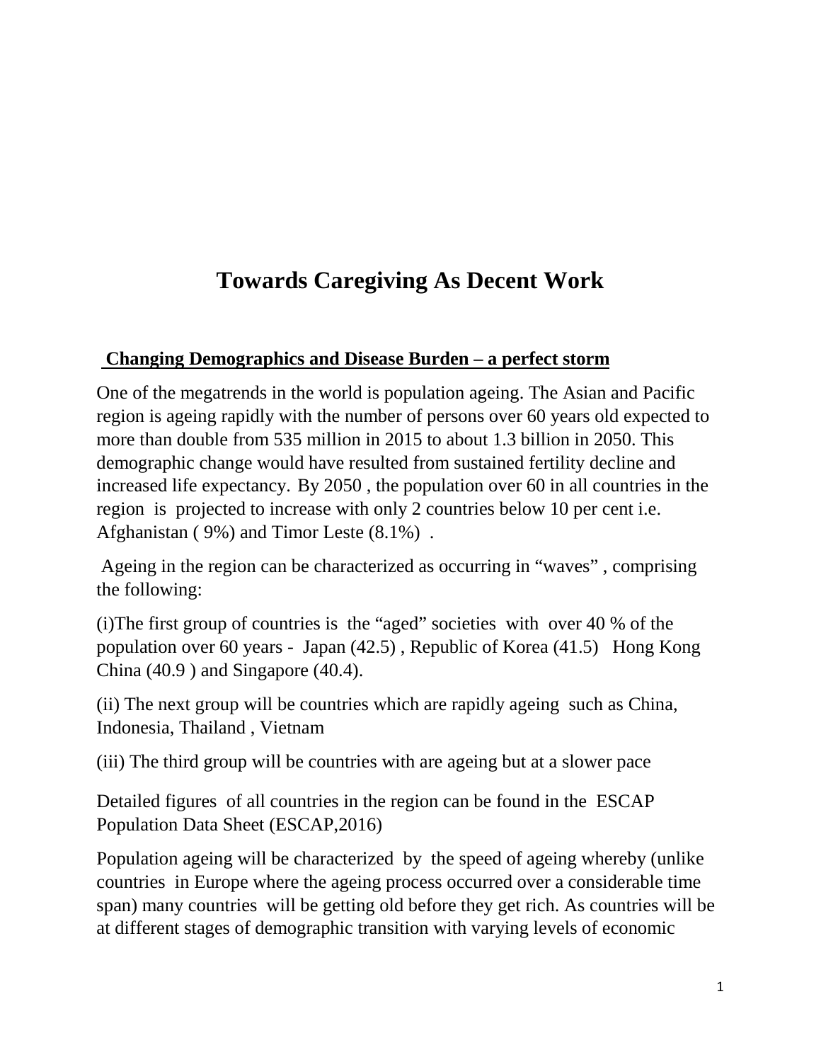# Towards Caregiving As Decent Work

## Changing Demographics and Disease Burden – a perfect storm

One of the megatrends in the world is population ageing. The Asian and Pacific region is ageing rapidly with the number of persons over 60 years old expected to more than double from 535 million in 2015 to about 1.3 billion in 2050. This demographic change would have resulted from sustained fertility decline and increased life expectancy. By 2050 , the population over 60 in all countries in the region is projected to increase with only 2 countries below 10 per cent i.e. Afghanistan ( 9%) and Timor Leste (8.1%) .

Ageing in the region can be characterized as occurring in "waves" , comprising the following:

(i)The first group of countries is the "aged" societies with over 40 % of the population over 60 years - Japan (42.5) , Republic of Korea (41.5) Hong Kong China (40.9 ) and Singapore (40.4).

(ii) The next group will be countries which are rapidly ageing such as China, Indonesia, Thailand , Vietnam

(iii) The third group will be countries with are ageing but at a slower pace

Detailed figures of all countries in the region can be found in the ESCAP Population Data Sheet (ESCAP,2016)

Population ageing will be characterized by the speed of ageing whereby (unlike countries in Europe where the ageing process occurred over a considerable time span) many countries will be getting old before they get rich. As countries will be at different stages of demographic transition with varying levels of economic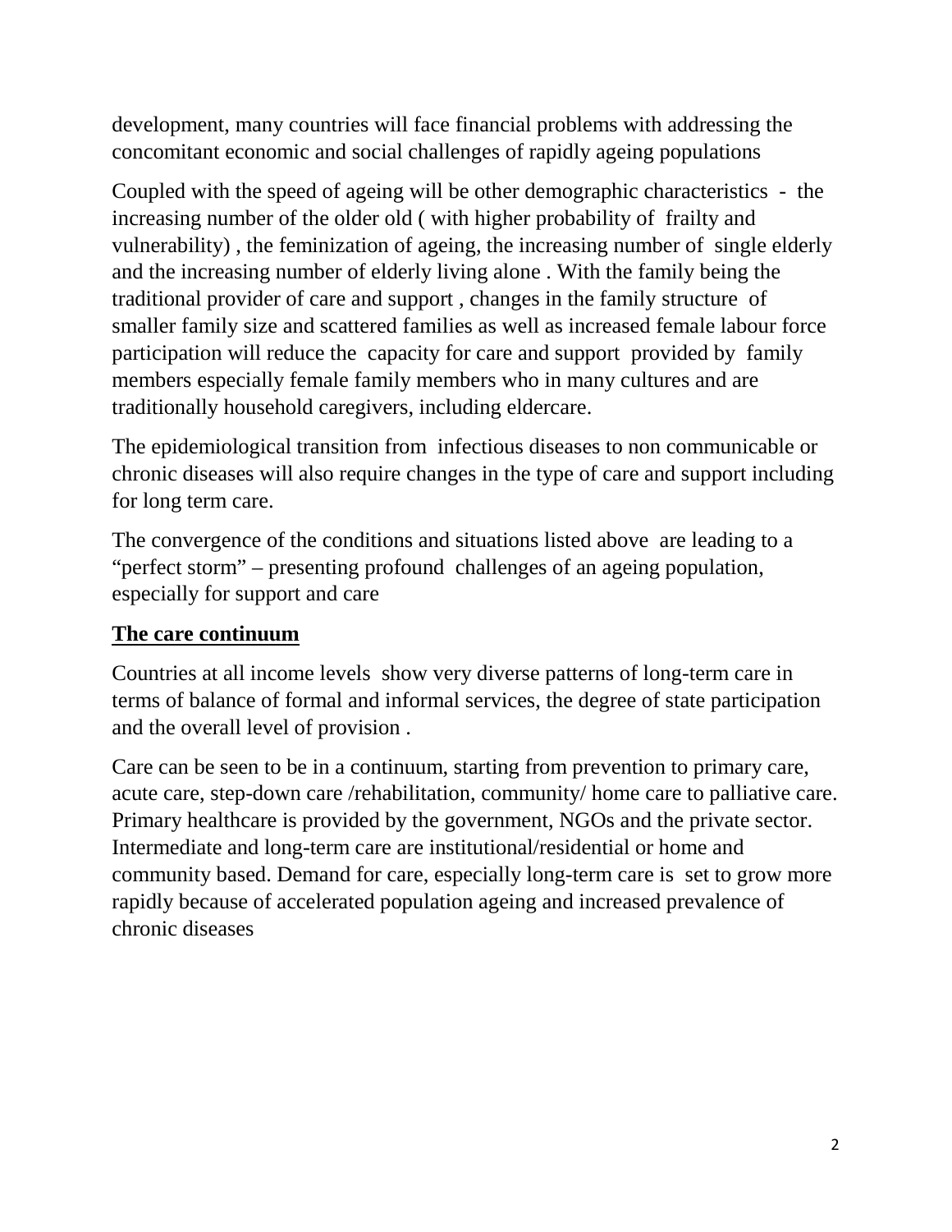development, many countries will face financial problems with addressing the concomitant economic and social challenges of rapidly ageing populations

Coupled with the speed of ageing will be other demographic characteristics - the increasing number of the older old ( with higher probability of frailty and vulnerability) , the feminization of ageing, the increasing number of single elderly and the increasing number of elderly living alone . With the family being the traditional provider of care and support , changes in the family structure of smaller family size and scattered families as well as increased female labour force participation will reduce the capacity for care and support provided by family members especially female family members who in many cultures and are traditionally household caregivers, including eldercare.

The epidemiological transition from infectious diseases to non communicable or chronic diseases will also require changes in the type of care and support including for long term care.

The convergence of the conditions and situations listed above are leading to a "perfect storm" – presenting profound challenges of an ageing population, especially for support and care

## The care continuum

Countries at all income levels show very diverse patterns of long-term care in terms of balance of formal and informal services, the degree of state participation and the overall level of provision .

Care can be seen to be in a continuum, starting from prevention to primary care, acute care, step-down care /rehabilitation, community/ home care to palliative care. Primary healthcare is provided by the government, NGOs and the private sector. Intermediate and long-term care are institutional/residential or home and community based. Demand for care, especially long-term care is set to grow more rapidly because of accelerated population ageing and increased prevalence of chronic diseases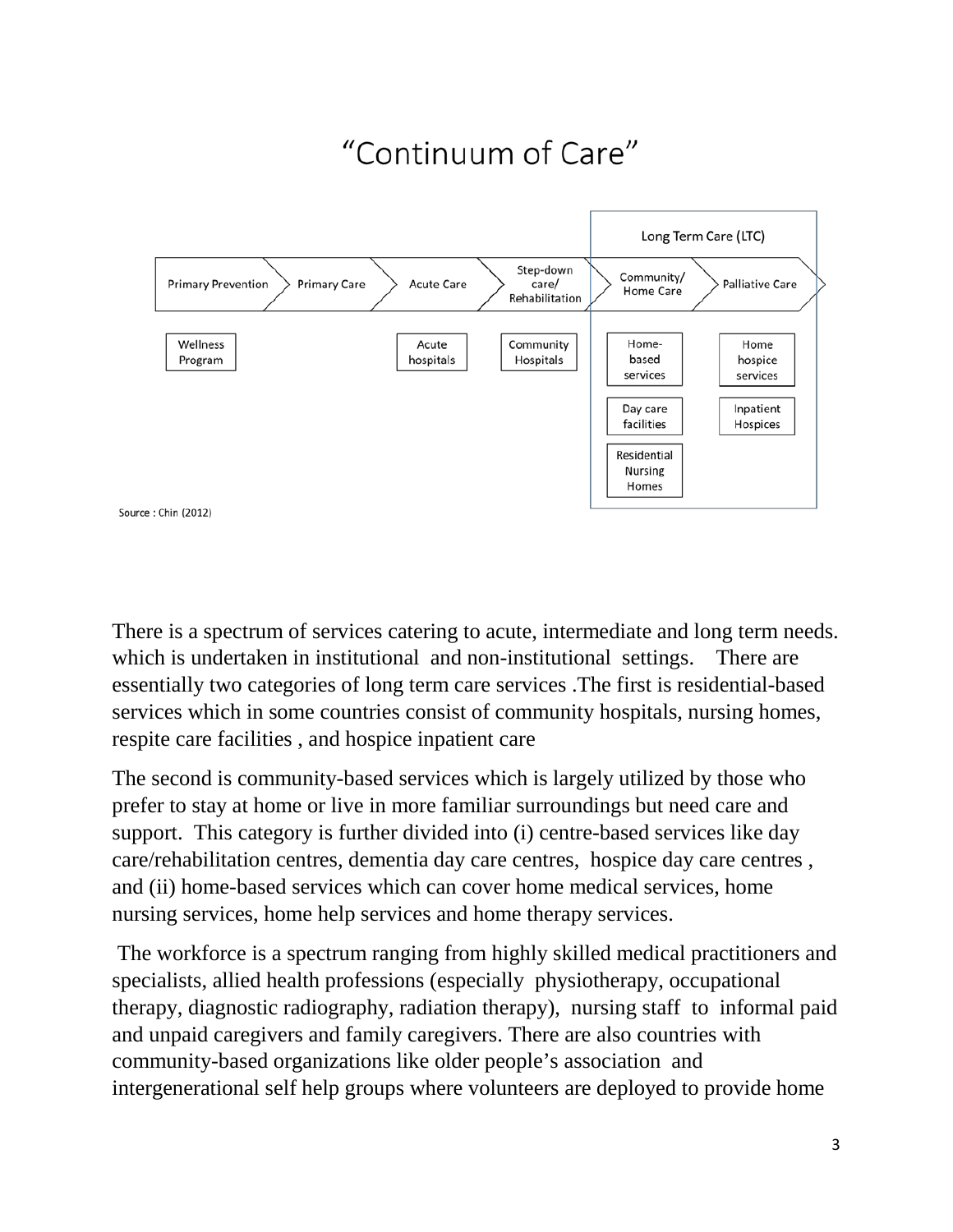# "Continuum of Care"

| | | | | Long Term Care (LTC) | |
|---|---|---|---|---|---|
| Primary Prevention | Primary Care | Acute Care | Step-down care/ Rehabilitation | Community/ Home Care | Palliative Care |
| Wellness Program | | Acute hospitals | Community Hospitals | Home-based services | Home hospice services |
| | | | | Day care facilities | Inpatient Hospices |
| | | | | Residential Nursing Homes | |

Source : Chin (2012)

There is a spectrum of services catering to acute, intermediate and long term needs. which is undertaken in institutional and non-institutional settings. There are essentially two categories of long term care services .The first is residential-based services which in some countries consist of community hospitals, nursing homes, respite care facilities , and hospice inpatient care

The second is community-based services which is largely utilized by those who prefer to stay at home or live in more familiar surroundings but need care and support. This category is further divided into (i) centre-based services like day care/rehabilitation centres, dementia day care centres, hospice day care centres , and (ii) home-based services which can cover home medical services, home nursing services, home help services and home therapy services.

The workforce is a spectrum ranging from highly skilled medical practitioners and specialists, allied health professions (especially physiotherapy, occupational therapy, diagnostic radiography, radiation therapy), nursing staff to informal paid and unpaid caregivers and family caregivers. There are also countries with community-based organizations like older people's association and intergenerational self help groups where volunteers are deployed to provide home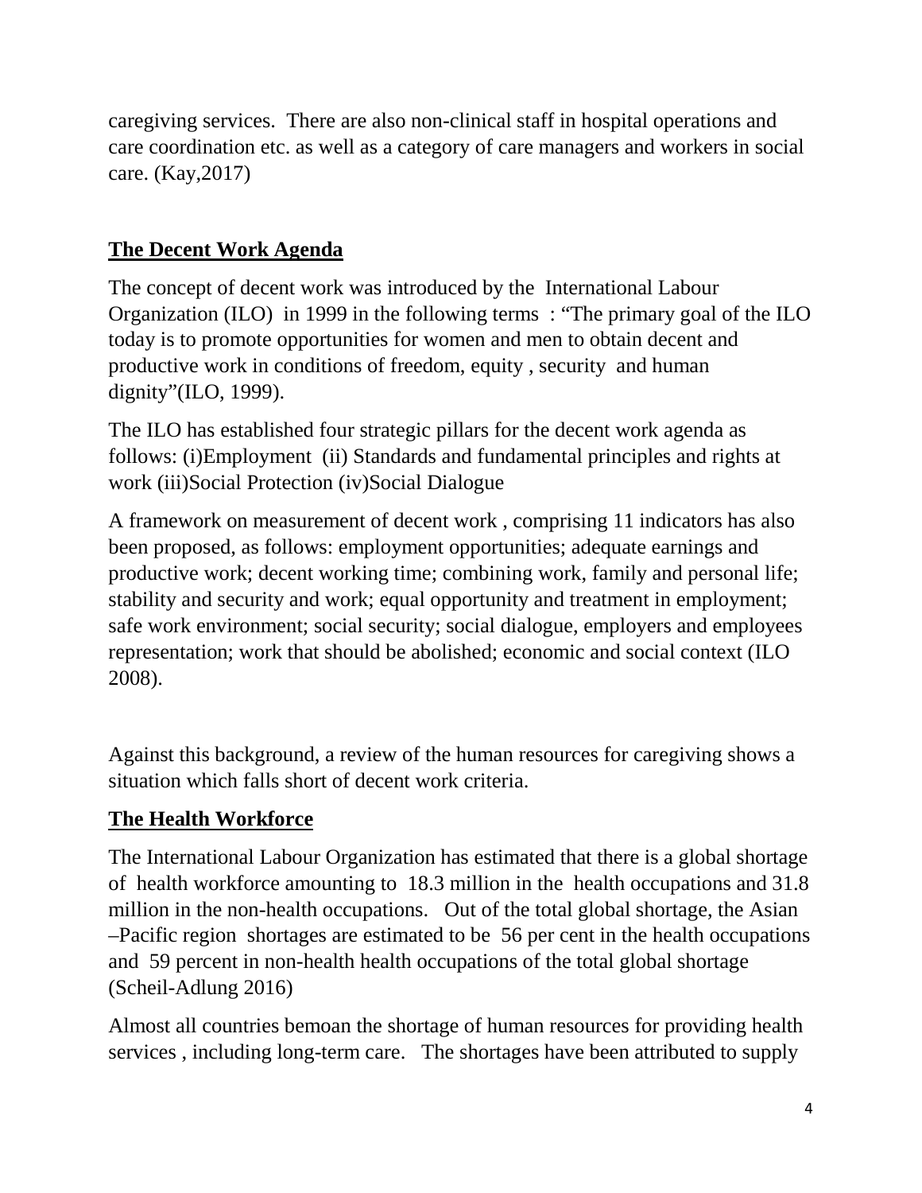caregiving services. There are also non-clinical staff in hospital operations and care coordination etc. as well as a category of care managers and workers in social care. (Kay,2017)

## The Decent Work Agenda

The concept of decent work was introduced by the International Labour Organization (ILO) in 1999 in the following terms : "The primary goal of the ILO today is to promote opportunities for women and men to obtain decent and productive work in conditions of freedom, equity , security and human dignity"(ILO, 1999).

The ILO has established four strategic pillars for the decent work agenda as follows: (i)Employment (ii) Standards and fundamental principles and rights at work (iii)Social Protection (iv)Social Dialogue

A framework on measurement of decent work , comprising 11 indicators has also been proposed, as follows: employment opportunities; adequate earnings and productive work; decent working time; combining work, family and personal life; stability and security and work; equal opportunity and treatment in employment; safe work environment; social security; social dialogue, employers and employees representation; work that should be abolished; economic and social context (ILO 2008).

Against this background, a review of the human resources for caregiving shows a situation which falls short of decent work criteria.

## The Health Workforce

The International Labour Organization has estimated that there is a global shortage of health workforce amounting to 18.3 million in the health occupations and 31.8 million in the non-health occupations. Out of the total global shortage, the Asian –Pacific region shortages are estimated to be 56 per cent in the health occupations and 59 percent in non-health health occupations of the total global shortage (Scheil-Adlung 2016)

Almost all countries bemoan the shortage of human resources for providing health services , including long-term care. The shortages have been attributed to supply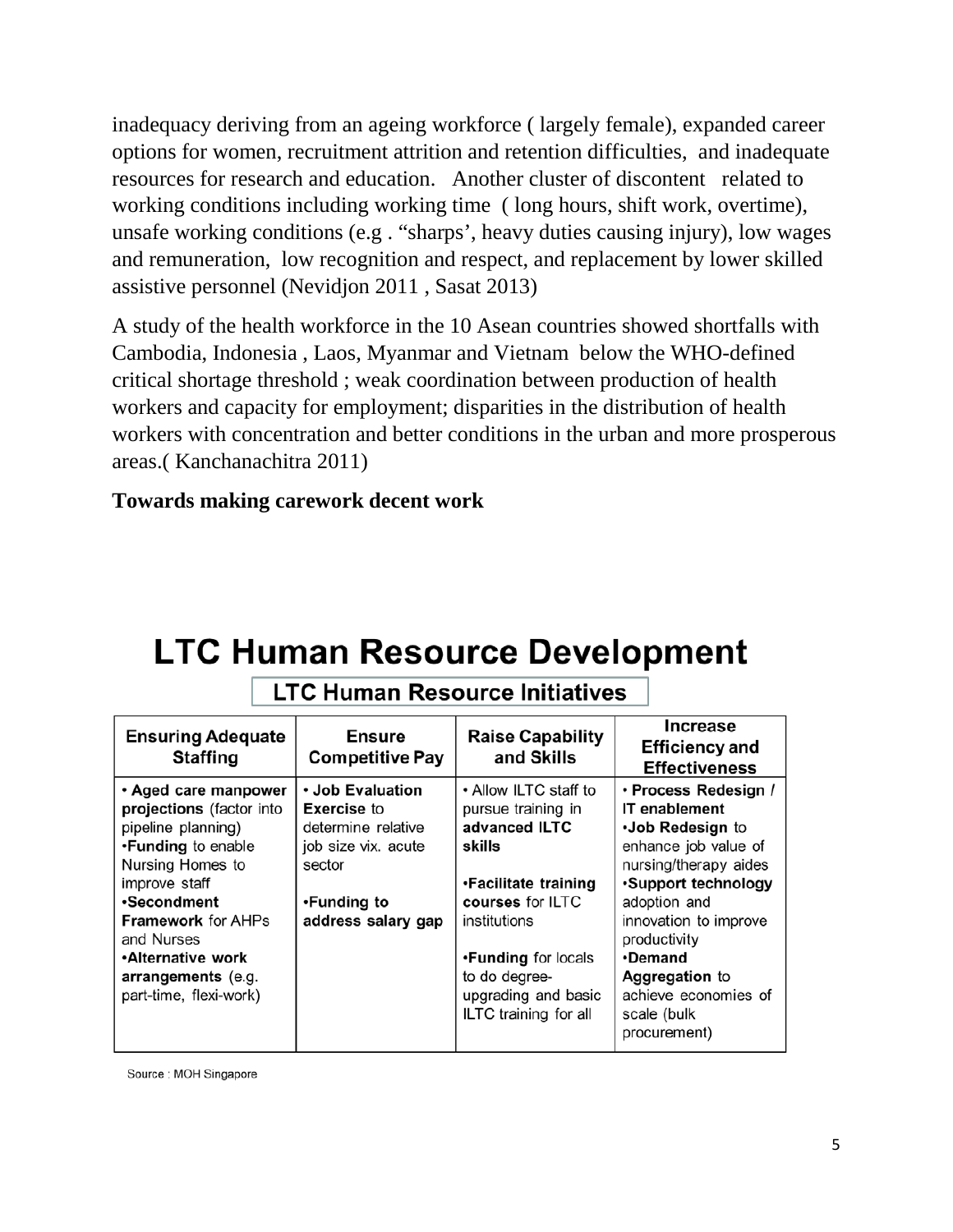inadequacy deriving from an ageing workforce ( largely female), expanded career options for women, recruitment attrition and retention difficulties, and inadequate resources for research and education. Another cluster of discontent related to working conditions including working time ( long hours, shift work, overtime), unsafe working conditions (e.g . "sharps', heavy duties causing injury), low wages and remuneration, low recognition and respect, and replacement by lower skilled assistive personnel (Nevidjon 2011 , Sasat 2013)

A study of the health workforce in the 10 Asean countries showed shortfalls with Cambodia, Indonesia , Laos, Myanmar and Vietnam below the WHO-defined critical shortage threshold ; weak coordination between production of health workers and capacity for employment; disparities in the distribution of health workers with concentration and better conditions in the urban and more prosperous areas.( Kanchanachitra 2011)

**Towards making carework decent work**

# LTC Human Resource Development

**LTC Human Resource Initiatives**

| Ensuring Adequate Staffing | Ensure Competitive Pay | Raise Capability and Skills | Increase Efficiency and Effectiveness |
|---|---|---|---|
| • **Aged care manpower projections** (factor into pipeline planning)<br>•**Funding** to enable Nursing Homes to improve staff<br>•**Secondment Framework** for AHPs and Nurses<br>•**Alternative work arrangements** (e.g. part-time, flexi-work) | • **Job Evaluation Exercise** to determine relative job size vix. acute sector<br><br>•**Funding to address salary gap** | • Allow ILTC staff to pursue training in **advanced ILTC skills**<br><br>•**Facilitate training courses** for ILTC institutions<br><br>•**Funding** for locals to do degree-upgrading and basic ILTC training for all | • **Process Redesign / IT enablement**<br>•**Job Redesign** to enhance job value of nursing/therapy aides<br>•**Support technology** adoption and innovation to improve productivity<br>•**Demand Aggregation** to achieve economies of scale (bulk procurement) |

Source : MOH Singapore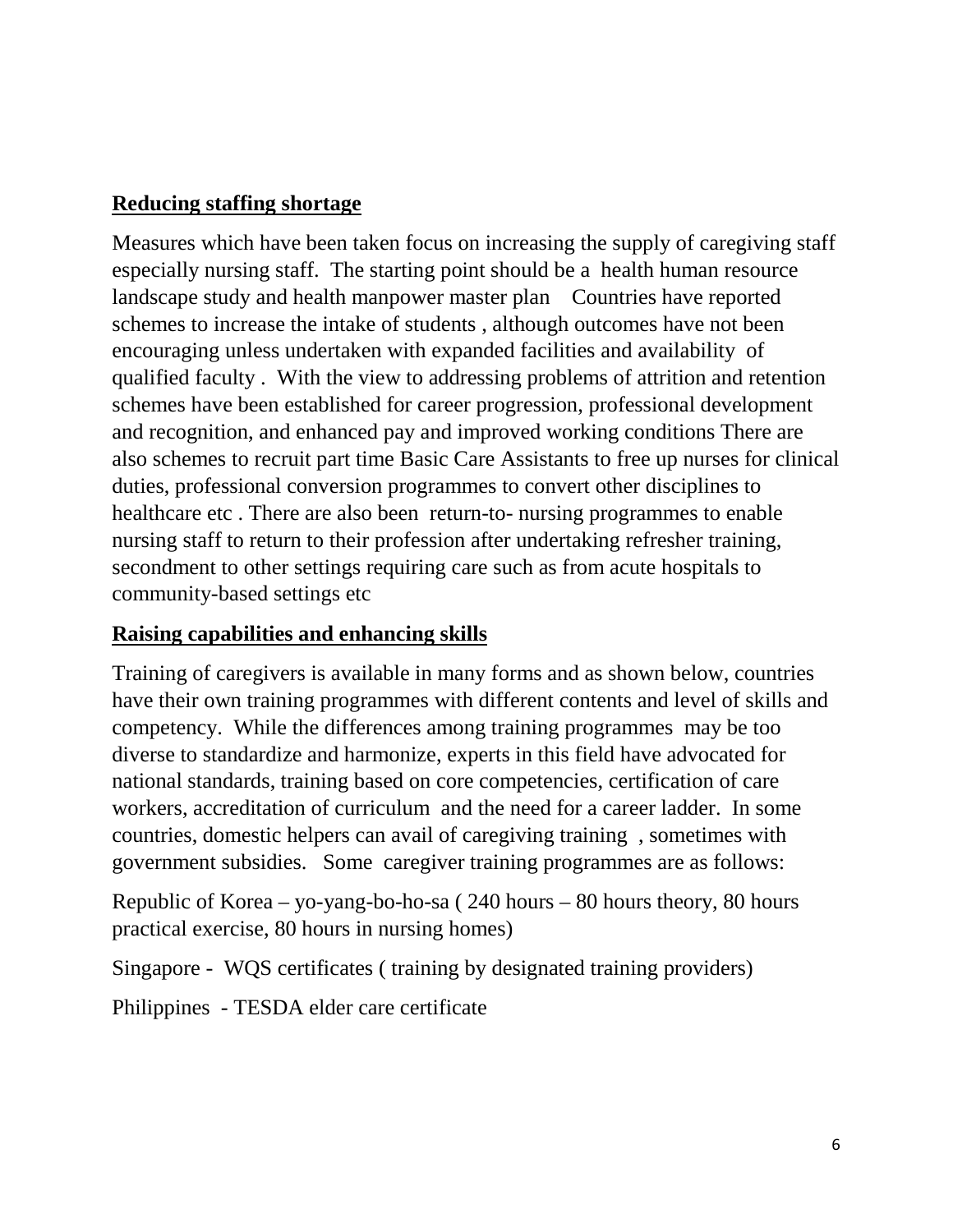**Reducing staffing shortage**

Measures which have been taken focus on increasing the supply of caregiving staff especially nursing staff. The starting point should be a health human resource landscape study and health manpower master plan Countries have reported schemes to increase the intake of students , although outcomes have not been encouraging unless undertaken with expanded facilities and availability of qualified faculty . With the view to addressing problems of attrition and retention schemes have been established for career progression, professional development and recognition, and enhanced pay and improved working conditions There are also schemes to recruit part time Basic Care Assistants to free up nurses for clinical duties, professional conversion programmes to convert other disciplines to healthcare etc . There are also been return-to- nursing programmes to enable nursing staff to return to their profession after undertaking refresher training, secondment to other settings requiring care such as from acute hospitals to community-based settings etc

**Raising capabilities and enhancing skills**

Training of caregivers is available in many forms and as shown below, countries have their own training programmes with different contents and level of skills and competency. While the differences among training programmes may be too diverse to standardize and harmonize, experts in this field have advocated for national standards, training based on core competencies, certification of care workers, accreditation of curriculum and the need for a career ladder. In some countries, domestic helpers can avail of caregiving training , sometimes with government subsidies. Some caregiver training programmes are as follows:

Republic of Korea – yo-yang-bo-ho-sa ( 240 hours – 80 hours theory, 80 hours practical exercise, 80 hours in nursing homes)

Singapore - WQS certificates ( training by designated training providers)

Philippines - TESDA elder care certificate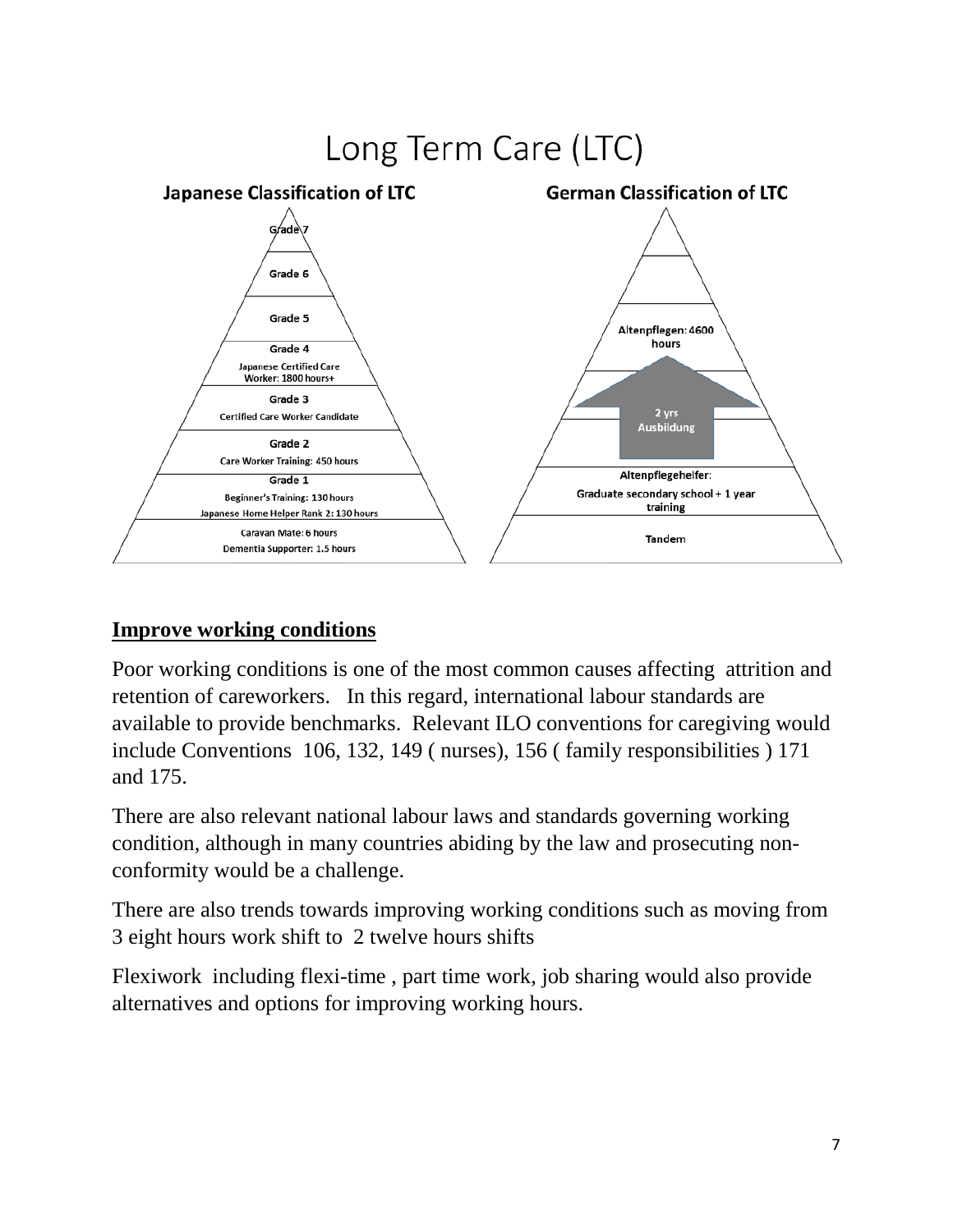# Long Term Care (LTC)

**Japanese Classification of LTC**

- Grade 7
- Grade 6
- Grade 5
- Grade 4
  - Japanese Certified Care Worker: 1800 hours+
- Grade 3
  - Certified Care Worker Candidate
- Grade 2
  - Care Worker Training: 450 hours
- Grade 1
  - Beginner's Training: 130 hours
  - Japanese Home Helper Rank 2: 130 hours
- Caravan Mate: 6 hours
- Dementia Supporter: 1.5 hours

**German Classification of LTC**

- Altenpflegen: 4600 hours
- 2 yrs Ausbildung
- Altenpflegehelfer: Graduate secondary school + 1 year training
- Tandem

## Improve working conditions

Poor working conditions is one of the most common causes affecting attrition and retention of careworkers. In this regard, international labour standards are available to provide benchmarks. Relevant ILO conventions for caregiving would include Conventions 106, 132, 149 ( nurses), 156 ( family responsibilities ) 171 and 175.

There are also relevant national labour laws and standards governing working condition, although in many countries abiding by the law and prosecuting non-conformity would be a challenge.

There are also trends towards improving working conditions such as moving from 3 eight hours work shift to 2 twelve hours shifts

Flexiwork including flexi-time , part time work, job sharing would also provide alternatives and options for improving working hours.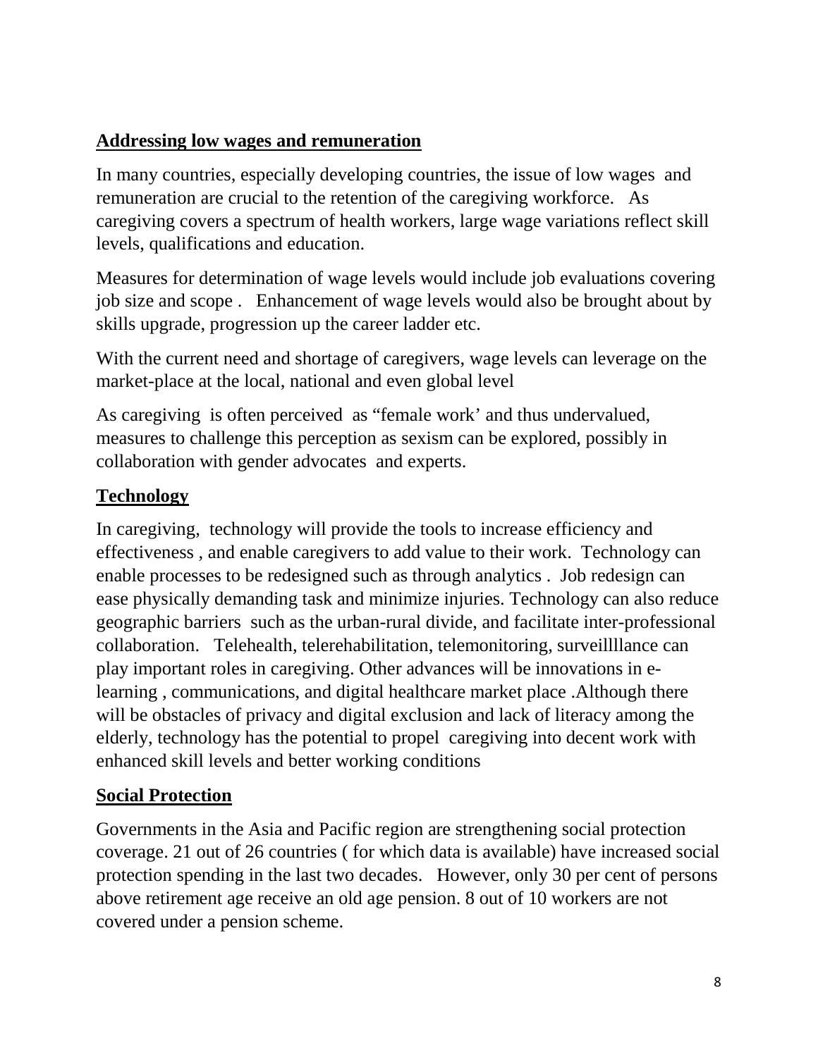## Addressing low wages and remuneration

In many countries, especially developing countries, the issue of low wages and remuneration are crucial to the retention of the caregiving workforce. As caregiving covers a spectrum of health workers, large wage variations reflect skill levels, qualifications and education.

Measures for determination of wage levels would include job evaluations covering job size and scope . Enhancement of wage levels would also be brought about by skills upgrade, progression up the career ladder etc.

With the current need and shortage of caregivers, wage levels can leverage on the market-place at the local, national and even global level

As caregiving is often perceived as "female work' and thus undervalued, measures to challenge this perception as sexism can be explored, possibly in collaboration with gender advocates and experts.

## Technology

In caregiving, technology will provide the tools to increase efficiency and effectiveness , and enable caregivers to add value to their work. Technology can enable processes to be redesigned such as through analytics . Job redesign can ease physically demanding task and minimize injuries. Technology can also reduce geographic barriers such as the urban-rural divide, and facilitate inter-professional collaboration. Telehealth, telerehabilitation, telemonitoring, surveillllance can play important roles in caregiving. Other advances will be innovations in e-learning , communications, and digital healthcare market place .Although there will be obstacles of privacy and digital exclusion and lack of literacy among the elderly, technology has the potential to propel caregiving into decent work with enhanced skill levels and better working conditions

## Social Protection

Governments in the Asia and Pacific region are strengthening social protection coverage. 21 out of 26 countries ( for which data is available) have increased social protection spending in the last two decades. However, only 30 per cent of persons above retirement age receive an old age pension. 8 out of 10 workers are not covered under a pension scheme.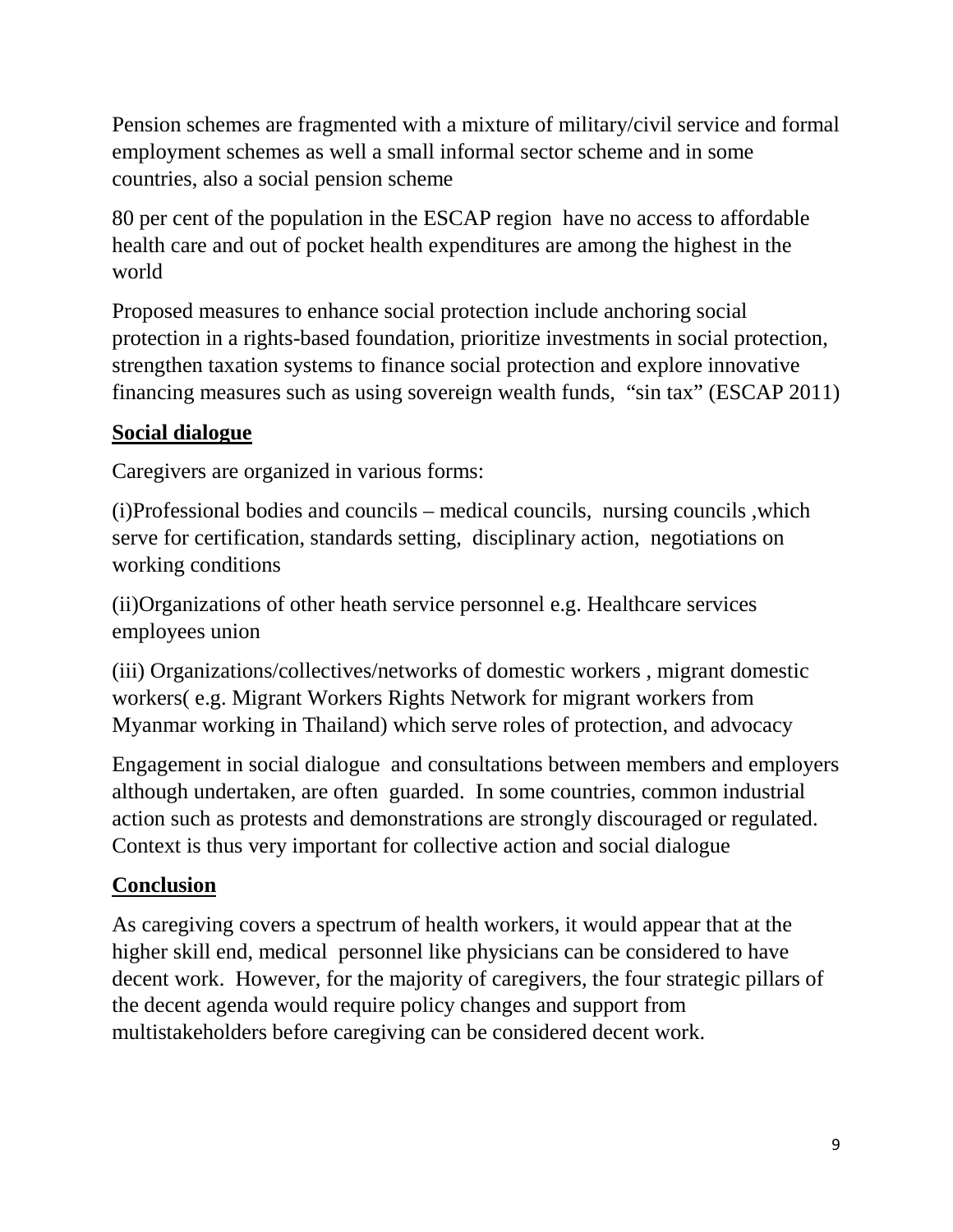Pension schemes are fragmented with a mixture of military/civil service and formal employment schemes as well a small informal sector scheme and in some countries, also a social pension scheme

80 per cent of the population in the ESCAP region have no access to affordable health care and out of pocket health expenditures are among the highest in the world

Proposed measures to enhance social protection include anchoring social protection in a rights-based foundation, prioritize investments in social protection, strengthen taxation systems to finance social protection and explore innovative financing measures such as using sovereign wealth funds, "sin tax" (ESCAP 2011)

## Social dialogue

Caregivers are organized in various forms:

(i)Professional bodies and councils – medical councils, nursing councils ,which serve for certification, standards setting, disciplinary action, negotiations on working conditions

(ii)Organizations of other heath service personnel e.g. Healthcare services employees union

(iii) Organizations/collectives/networks of domestic workers , migrant domestic workers( e.g. Migrant Workers Rights Network for migrant workers from Myanmar working in Thailand) which serve roles of protection, and advocacy

Engagement in social dialogue and consultations between members and employers although undertaken, are often guarded. In some countries, common industrial action such as protests and demonstrations are strongly discouraged or regulated. Context is thus very important for collective action and social dialogue

## Conclusion

As caregiving covers a spectrum of health workers, it would appear that at the higher skill end, medical personnel like physicians can be considered to have decent work. However, for the majority of caregivers, the four strategic pillars of the decent agenda would require policy changes and support from multistakeholders before caregiving can be considered decent work.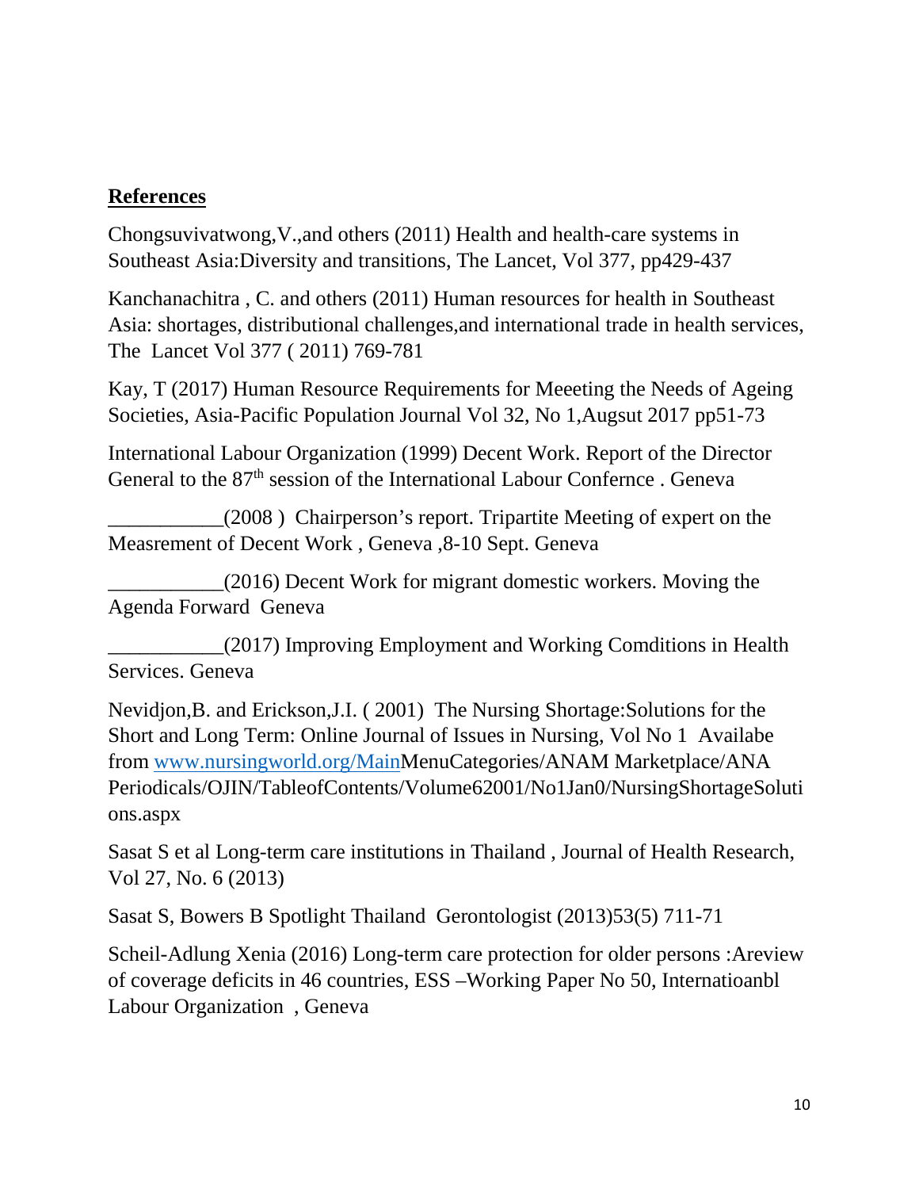**References**

Chongsuvivatwong,V.,and others (2011) Health and health-care systems in Southeast Asia:Diversity and transitions, The Lancet, Vol 377, pp429-437

Kanchanachitra , C. and others (2011) Human resources for health in Southeast Asia: shortages, distributional challenges,and international trade in health services, The Lancet Vol 377 ( 2011) 769-781

Kay, T (2017) Human Resource Requirements for Meeeting the Needs of Ageing Societies, Asia-Pacific Population Journal Vol 32, No 1,Augsut 2017 pp51-73

International Labour Organization (1999) Decent Work. Report of the Director General to the 87th session of the International Labour Confernce . Geneva

___________(2008 ) Chairperson's report. Tripartite Meeting of expert on the Measrement of Decent Work , Geneva ,8-10 Sept. Geneva

___________(2016) Decent Work for migrant domestic workers. Moving the Agenda Forward Geneva

___________(2017) Improving Employment and Working Comditions in Health Services. Geneva

Nevidjon,B. and Erickson,J.I. ( 2001) The Nursing Shortage:Solutions for the Short and Long Term: Online Journal of Issues in Nursing, Vol No 1 Availabe from www.nursingworld.org/MainMenuCategories/ANAM Marketplace/ANA Periodicals/OJIN/TableofContents/Volume62001/No1Jan0/NursingShortageSolutions.aspx

Sasat S et al Long-term care institutions in Thailand , Journal of Health Research, Vol 27, No. 6 (2013)

Sasat S, Bowers B Spotlight Thailand Gerontologist (2013)53(5) 711-71

Scheil-Adlung Xenia (2016) Long-term care protection for older persons :Areview of coverage deficits in 46 countries, ESS –Working Paper No 50, Internatioanbl Labour Organization , Geneva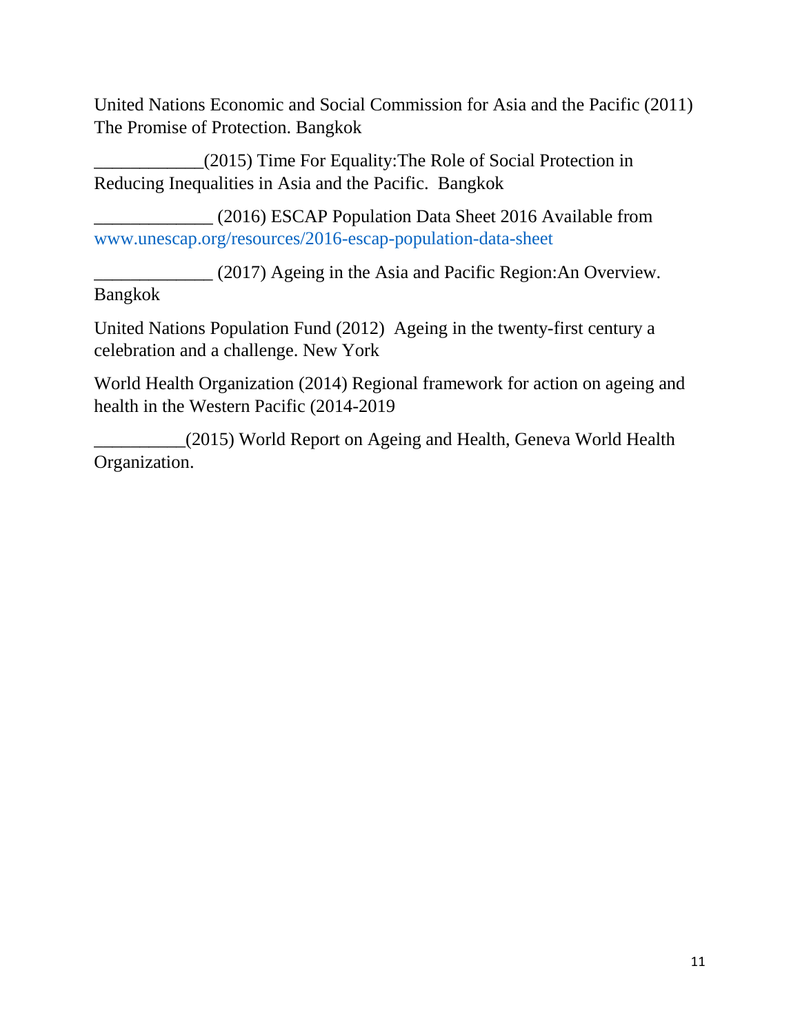United Nations Economic and Social Commission for Asia and the Pacific (2011) The Promise of Protection. Bangkok

____________(2015) Time For Equality:The Role of Social Protection in Reducing Inequalities in Asia and the Pacific. Bangkok

_____________ (2016) ESCAP Population Data Sheet 2016 Available from www.unescap.org/resources/2016-escap-population-data-sheet

_____________ (2017) Ageing in the Asia and Pacific Region:An Overview. Bangkok

United Nations Population Fund (2012) Ageing in the twenty-first century a celebration and a challenge. New York

World Health Organization (2014) Regional framework for action on ageing and health in the Western Pacific (2014-2019

__________(2015) World Report on Ageing and Health, Geneva World Health Organization.